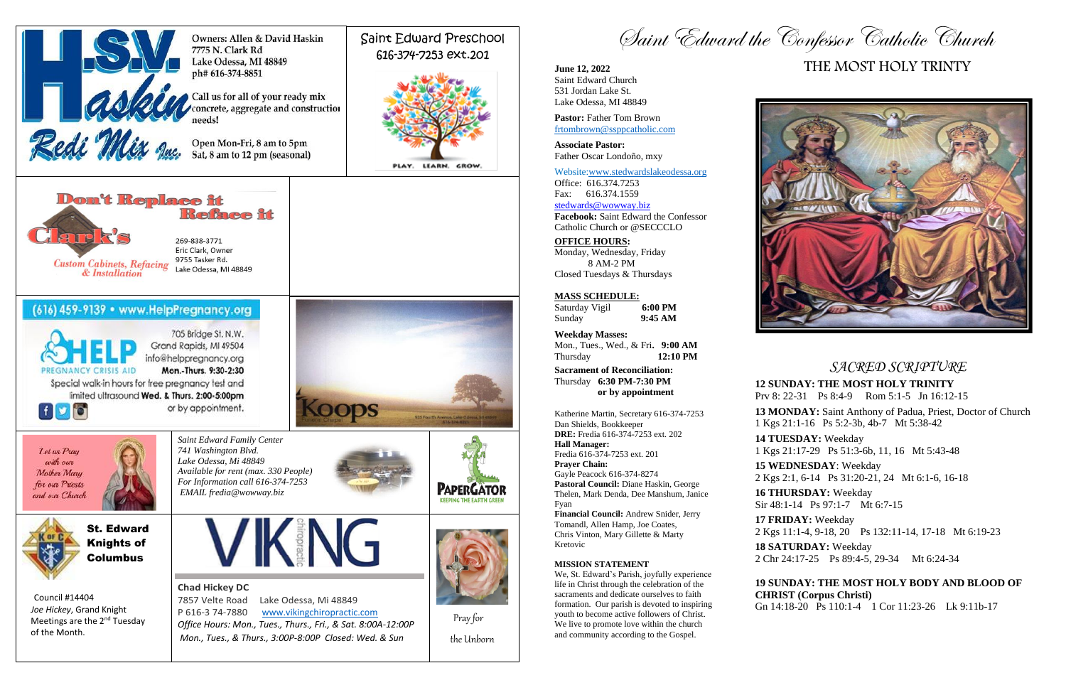Owners: Allen & David Haskin
7775 N. Clark Rd
Lake Odessa, MI 48849
ph# 616-374-8851

**Haskin Redi Mix Inc.**

Call us for all of your ready mix concrete, aggregate and construction needs!

Open Mon-Fri, 8 am to 5pm
Sat, 8 am to 12 pm (seasonal)

Saint Edward Preschool
616-374-7253 ext.201

PLAY. LEARN. GROW.

**Don't Replace it Reface it**

**Clark's** Custom Cabinets, Refacing & Installation

269-838-3771
Eric Clark, Owner
9755 Tasker Rd.
Lake Odessa, MI 48849

(616) 459-9139 • www.HelpPregnancy.org

HELP PREGNANCY CRISIS AID
705 Bridge St. N.W.
Grand Rapids, MI 49504
info@helppregnancy.org
**Mon.-Thurs. 9:30-2:30**
Special walk-in hours for free pregnancy test and limited ultrasound **Wed. & Thurs. 2:00-5:00pm** or by appointment.

Koops Funeral Chapel

*Let us Pray with our Mother Mary for our Priests and our Church*

*Saint Edward Family Center*
*741 Washington Blvd.*
*Lake Odessa, Mi 48849*
*Available for rent (max. 330 People)*
*For Information call 616-374-7253*
*EMAIL fredia@wowway.biz*

PAPERGATOR
KEEPING THE EARTH GREEN

**St. Edward Knights of Columbus**

Council #14404
*Joe Hickey*, Grand Knight
Meetings are the 2nd Tuesday of the Month.

VIKING chiropractic

**Chad Hickey DC**
7857 Velte Road Lake Odessa, Mi 48849
P 616-3 74-7880 www.vikingchiropractic.com
*Office Hours: Mon., Tues., Thurs., Fri., & Sat. 8:00A-12:00P*
*Mon., Tues., & Thurs., 3:00P-8:00P Closed: Wed. & Sun*

Pray for the Unborn

# Saint Edward the Confessor Catholic Church

**June 12, 2022**
Saint Edward Church
531 Jordan Lake St.
Lake Odessa, MI 48849

**Pastor:** Father Tom Brown
frtombrown@ssppcatholic.com

**Associate Pastor:**
Father Oscar Londoño, mxy

Website:www.stedwardslakeodessa.org
Office: 616.374.7253
Fax: 616.374.1559
stedwards@wowway.biz
**Facebook:** Saint Edward the Confessor Catholic Church or @SECCCLO

**OFFICE HOURS:**
Monday, Wednesday, Friday
8 AM-2 PM
Closed Tuesdays & Thursdays

**MASS SCHEDULE:**

| | |
|---|---|
| Saturday Vigil | **6:00 PM** |
| Sunday | **9:45 AM** |

**Weekday Masses:**

| | |
|---|---|
| Mon., Tues., Wed., & Fri. | **9:00 AM** |
| Thursday | **12:10 PM** |

**Sacrament of Reconciliation:**
Thursday **6:30 PM-7:30 PM**
**or by appointment**

Katherine Martin, Secretary 616-374-7253
Dan Shields, Bookkeeper
**DRE:** Fredia 616-374-7253 ext. 202
**Hall Manager:**
Fredia 616-374-7253 ext. 201
**Prayer Chain:**
Gayle Peacock 616-374-8274
**Pastoral Council:** Diane Haskin, George Thelen, Mark Denda, Dee Manshum, Janice Fyan
**Financial Council:** Andrew Snider, Jerry Tomandl, Allen Hamp, Joe Coates, Chris Vinton, Mary Gillette & Marty Kretovic

**MISSION STATEMENT**
We, St. Edward's Parish, joyfully experience life in Christ through the celebration of the sacraments and dedicate ourselves to faith formation. Our parish is devoted to inspiring youth to become active followers of Christ. We live to promote love within the church and community according to the Gospel.

## THE MOST HOLY TRINTY

## *SACRED SCRIPTURE*

**12 SUNDAY: THE MOST HOLY TRINITY**
Prv 8: 22-31 Ps 8:4-9 Rom 5:1-5 Jn 16:12-15

**13 MONDAY:** Saint Anthony of Padua, Priest, Doctor of Church
1 Kgs 21:1-16 Ps 5:2-3b, 4b-7 Mt 5:38-42

**14 TUESDAY:** Weekday
1 Kgs 21:17-29 Ps 51:3-6b, 11, 16 Mt 5:43-48

**15 WEDNESDAY**: Weekday
2 Kgs 2:1, 6-14 Ps 31:20-21, 24 Mt 6:1-6, 16-18

**16 THURSDAY:** Weekday
Sir 48:1-14 Ps 97:1-7 Mt 6:7-15

**17 FRIDAY:** Weekday
2 Kgs 11:1-4, 9-18, 20 Ps 132:11-14, 17-18 Mt 6:19-23

**18 SATURDAY:** Weekday
2 Chr 24:17-25 Ps 89:4-5, 29-34 Mt 6:24-34

**19 SUNDAY: THE MOST HOLY BODY AND BLOOD OF CHRIST (Corpus Christi)**
Gn 14:18-20 Ps 110:1-4 1 Cor 11:23-26 Lk 9:11b-17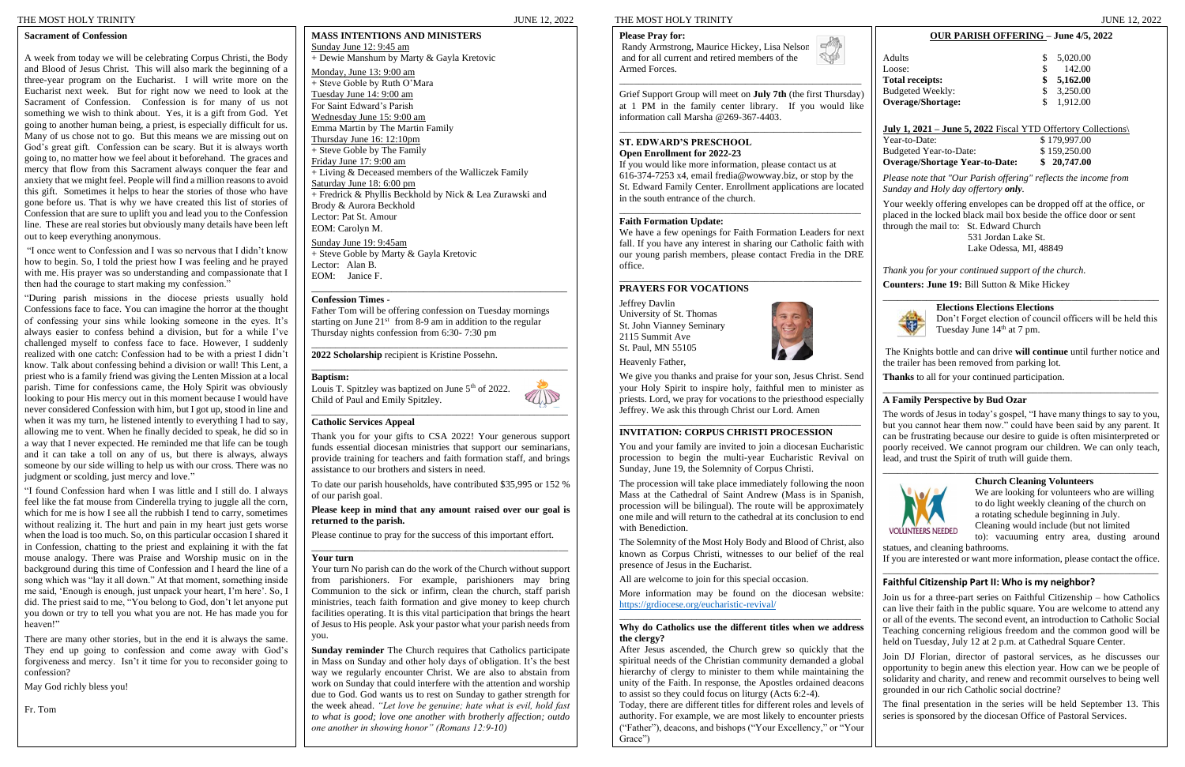## Sacrament of Confession

A week from today we will be celebrating Corpus Christi, the Body and Blood of Jesus Christ. This will also mark the beginning of a three-year program on the Eucharist. I will write more on the Eucharist next week. But for right now we need to look at the Sacrament of Confession. Confession is for many of us not something we wish to think about. Yes, it is a gift from God. Yet going to another human being, a priest, is especially difficult for us. Many of us chose not to go. But this means we are missing out on God's great gift. Confession can be scary. But it is always worth going to, no matter how we feel about it beforehand. The graces and mercy that flow from this Sacrament always conquer the fear and anxiety that we might feel. People will find a million reasons to avoid this gift. Sometimes it helps to hear the stories of those who have gone before us. That is why we have created this list of stories of Confession that are sure to uplift you and lead you to the Confession line. These are real stories but obviously many details have been left out to keep everything anonymous.

"I once went to Confession and I was so nervous that I didn't know how to begin. So, I told the priest how I was feeling and he prayed with me. His prayer was so understanding and compassionate that I then had the courage to start making my confession."

"During parish missions in the diocese priests usually hold Confessions face to face. You can imagine the horror at the thought of confessing your sins while looking someone in the eyes. It's always easier to confess behind a division, but for a while I've challenged myself to confess face to face. However, I suddenly realized with one catch: Confession had to be with a priest I didn't know. Talk about confessing behind a division or wall! This Lent, a priest who is a family friend was giving the Lenten Mission at a local parish. Time for confessions came, the Holy Spirit was obviously looking to pour His mercy out in this moment because I would have never considered Confession with him, but I got up, stood in line and when it was my turn, he listened intently to everything I had to say, allowing me to vent. When he finally decided to speak, he did so in a way that I never expected. He reminded me that life can be tough and it can take a toll on any of us, but there is always, always someone by our side willing to help us with our cross. There was no judgment or scolding, just mercy and love."

"I found Confession hard when I was little and I still do. I always feel like the fat mouse from Cinderella trying to juggle all the corn, which for me is how I see all the rubbish I tend to carry, sometimes without realizing it. The hurt and pain in my heart just gets worse when the load is too much. So, on this particular occasion I shared it in Confession, chatting to the priest and explaining it with the fat mouse analogy. There was Praise and Worship music on in the background during this time of Confession and I heard the line of a song which was "lay it all down." At that moment, something inside me said, 'Enough is enough, just unpack your heart, I'm here'. So, I did. The priest said to me, "You belong to God, don't let anyone put you down or try to tell you what you are not. He has made you for heaven!"

There are many other stories, but in the end it is always the same. They end up going to confession and come away with God's forgiveness and mercy. Isn't it time for you to reconsider going to confession?

May God richly bless you!

Fr. Tom

## MASS INTENTIONS AND MINISTERS

Sunday June 12: 9:45 am
+ Dewie Manshum by Marty & Gayla Kretovic

Monday, June 13: 9:00 am
+ Steve Goble by Ruth O'Mara

Tuesday June 14: 9:00 am
For Saint Edward's Parish

Wednesday June 15: 9:00 am
Emma Martin by The Martin Family

Thursday June 16: 12:10pm
+ Steve Goble by The Family

Friday June 17: 9:00 am
+ Living & Deceased members of the Walliczek Family

Saturday June 18: 6:00 pm
+ Fredrick & Phyllis Beckhold by Nick & Lea Zurawski and Brody & Aurora Beckhold
Lector: Pat St. Amour
EOM: Carolyn M.

Sunday June 19: 9:45am
+ Steve Goble by Marty & Gayla Kretovic
Lector: Alan B.
EOM: Janice F.

**Confession Times -**
Father Tom will be offering confession on Tuesday mornings starting on June 21st from 8-9 am in addition to the regular Thursday nights confession from 6:30- 7:30 pm

**2022 Scholarship** recipient is Kristine Possehn.

**Baptism:**
Louis T. Spitzley was baptized on June 5th of 2022. Child of Paul and Emily Spitzley.

**Catholic Services Appeal**

Thank you for your gifts to CSA 2022! Your generous support funds essential diocesan ministries that support our seminarians, provide training for teachers and faith formation staff, and brings assistance to our brothers and sisters in need.

To date our parish households, have contributed $35,995 or 152 % of our parish goal.

**Please keep in mind that any amount raised over our goal is returned to the parish.**

Please continue to pray for the success of this important effort.

**Your turn**
Your turn No parish can do the work of the Church without support from parishioners. For example, parishioners may bring Communion to the sick or infirm, clean the church, staff parish ministries, teach faith formation and give money to keep church facilities operating. It is this vital participation that brings the heart of Jesus to His people. Ask your pastor what your parish needs from you.

**Sunday reminder** The Church requires that Catholics participate in Mass on Sunday and other holy days of obligation. It's the best way we regularly encounter Christ. We are also to abstain from work on Sunday that could interfere with the attention and worship due to God. God wants us to rest on Sunday to gather strength for the week ahead. *"Let love be genuine; hate what is evil, hold fast to what is good; love one another with brotherly affection; outdo one another in showing honor" (Romans 12:9-10)*

**Please Pray for:**
Randy Armstrong, Maurice Hickey, Lisa Nelson and for all current and retired members of the Armed Forces.

Grief Support Group will meet on **July 7th** (the first Thursday) at 1 PM in the family center library. If you would like information call Marsha @269-367-4403.

**ST. EDWARD'S PRESCHOOL**
**Open Enrollment for 2022-23**
If you would like more information, please contact us at 616-374-7253 x4, email fredia@wowway.biz, or stop by the St. Edward Family Center. Enrollment applications are located in the south entrance of the church.

**Faith Formation Update:**
We have a few openings for Faith Formation Leaders for next fall. If you have any interest in sharing our Catholic faith with our young parish members, please contact Fredia in the DRE office.

**PRAYERS FOR VOCATIONS**

Jeffrey Davlin
University of St. Thomas
St. John Vianney Seminary
2115 Summit Ave
St. Paul, MN 55105

Heavenly Father,

We give you thanks and praise for your son, Jesus Christ. Send your Holy Spirit to inspire holy, faithful men to minister as priests. Lord, we pray for vocations to the priesthood especially Jeffrey. We ask this through Christ our Lord. Amen

**INVITATION: CORPUS CHRISTI PROCESSION**

You and your family are invited to join a diocesan Eucharistic procession to begin the multi-year Eucharistic Revival on Sunday, June 19, the Solemnity of Corpus Christi.

The procession will take place immediately following the noon Mass at the Cathedral of Saint Andrew (Mass is in Spanish, procession will be bilingual). The route will be approximately one mile and will return to the cathedral at its conclusion to end with Benediction.

The Solemnity of the Most Holy Body and Blood of Christ, also known as Corpus Christi, witnesses to our belief of the real presence of Jesus in the Eucharist.

All are welcome to join for this special occasion.

More information may be found on the diocesan website: https://grdiocese.org/eucharistic-revival/

**Why do Catholics use the different titles when we address the clergy?**
After Jesus ascended, the Church grew so quickly that the spiritual needs of the Christian community demanded a global hierarchy of clergy to minister to them while maintaining the unity of the Faith. In response, the Apostles ordained deacons to assist so they could focus on liturgy (Acts 6:2-4).
Today, there are different titles for different roles and levels of authority. For example, we are most likely to encounter priests ("Father"), deacons, and bishops ("Your Excellency," or "Your Grace")

**OUR PARISH OFFERING – June 4/5, 2022**

| | |
|---|---|
| Adults | $ 5,020.00 |
| Loose: | $ 142.00 |
| **Total receipts:** | **$ 5,162.00** |
| Budgeted Weekly: | $ 3,250.00 |
| **Overage/Shortage:** | $ 1,912.00 |

**July 1, 2021 – June 5, 2022** Fiscal YTD Offertory Collections

| | |
|---|---|
| Year-to-Date: | $ 179,997.00 |
| Budgeted Year-to-Date: | $ 159,250.00 |
| **Overage/Shortage Year-to-Date:** | **$ 20,747.00** |

*Please note that "Our Parish offering" reflects the income from Sunday and Holy day offertory **only**.*

Your weekly offering envelopes can be dropped off at the office, or placed in the locked black mail box beside the office door or sent through the mail to: St. Edward Church
531 Jordan Lake St.
Lake Odessa, MI, 48849

*Thank you for your continued support of the church.*

**Counters: June 19:** Bill Sutton & Mike Hickey

**Elections Elections Elections**
Don't Forget election of council officers will be held this Tuesday June 14th at 7 pm.

The Knights bottle and can drive **will continue** until further notice and the trailer has been removed from parking lot.

**Thanks** to all for your continued participation.

**A Family Perspective by Bud Ozar**
The words of Jesus in today's gospel, "I have many things to say to you, but you cannot hear them now." could have been said by any parent. It can be frustrating because our desire to guide is often misinterpreted or poorly received. We cannot program our children. We can only teach, lead, and trust the Spirit of truth will guide them.

**Church Cleaning Volunteers**
We are looking for volunteers who are willing to do light weekly cleaning of the church on a rotating schedule beginning in July. Cleaning would include (but not limited to): vacuuming entry area, dusting around statues, and cleaning bathrooms.
If you are interested or want more information, please contact the office.

**Faithful Citizenship Part II: Who is my neighbor?**

Join us for a three-part series on Faithful Citizenship – how Catholics can live their faith in the public square. You are welcome to attend any or all of the events. The second event, an introduction to Catholic Social Teaching concerning religious freedom and the common good will be held on Tuesday, July 12 at 2 p.m. at Cathedral Square Center.

Join DJ Florian, director of pastoral services, as he discusses our opportunity to begin anew this election year. How can we be people of solidarity and charity, and renew and recommit ourselves to being well grounded in our rich Catholic social doctrine?

The final presentation in the series will be held September 13. This series is sponsored by the diocesan Office of Pastoral Services.